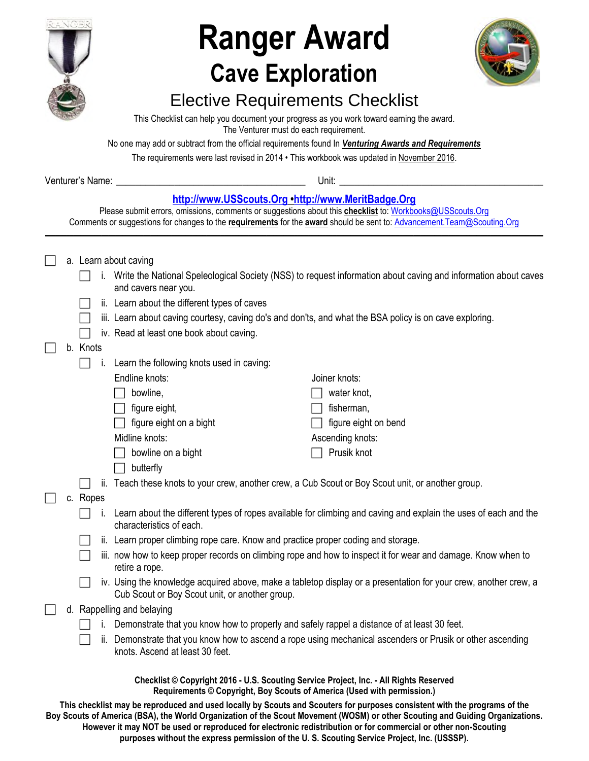# Ranger Award

## Cave Exploration

### Elective Requirements Checklist

This Checklist can help you document your progress as you work toward earning the award.
The Venturer must do each requirement.

No one may add or subtract from the official requirements found In ***Venturing Awards and Requirements***

The requirements were last revised in 2014 • This workbook was updated in November 2016.

Venturer's Name: ______________________________ Unit: ______________________________

**http://www.USScouts.Org •http://www.MeritBadge.Org**

Please submit errors, omissions, comments or suggestions about this **checklist** to: Workbooks@USScouts.Org
Comments or suggestions for changes to the **requirements** for the **award** should be sent to: Advancement.Team@Scouting.Org

---

- ☐ a. Learn about caving
  - ☐ i. Write the National Speleological Society (NSS) to request information about caving and information about caves and cavers near you.
  - ☐ ii. Learn about the different types of caves
  - ☐ iii. Learn about caving courtesy, caving do's and don'ts, and what the BSA policy is on cave exploring.
  - ☐ iv. Read at least one book about caving.
- ☐ b. Knots
  - ☐ i. Learn the following knots used in caving:
    - Endline knots:
      - ☐ bowline,
      - ☐ figure eight,
      - ☐ figure eight on a bight
    - Midline knots:
      - ☐ bowline on a bight
      - ☐ butterfly
    - Joiner knots:
      - ☐ water knot,
      - ☐ fisherman,
      - ☐ figure eight on bend
    - Ascending knots:
      - ☐ Prusik knot
  - ☐ ii. Teach these knots to your crew, another crew, a Cub Scout or Boy Scout unit, or another group.
- ☐ c. Ropes
  - ☐ i. Learn about the different types of ropes available for climbing and caving and explain the uses of each and the characteristics of each.
  - ☐ ii. Learn proper climbing rope care. Know and practice proper coding and storage.
  - ☐ iii. now how to keep proper records on climbing rope and how to inspect it for wear and damage. Know when to retire a rope.
  - ☐ iv. Using the knowledge acquired above, make a tabletop display or a presentation for your crew, another crew, a Cub Scout or Boy Scout unit, or another group.
- ☐ d. Rappelling and belaying
  - ☐ i. Demonstrate that you know how to properly and safely rappel a distance of at least 30 feet.
  - ☐ ii. Demonstrate that you know how to ascend a rope using mechanical ascenders or Prusik or other ascending knots. Ascend at least 30 feet.

**Checklist © Copyright 2016 - U.S. Scouting Service Project, Inc. - All Rights Reserved**
**Requirements © Copyright, Boy Scouts of America (Used with permission.)**

**This checklist may be reproduced and used locally by Scouts and Scouters for purposes consistent with the programs of the Boy Scouts of America (BSA), the World Organization of the Scout Movement (WOSM) or other Scouting and Guiding Organizations. However it may NOT be used or reproduced for electronic redistribution or for commercial or other non-Scouting purposes without the express permission of the U. S. Scouting Service Project, Inc. (USSSP).**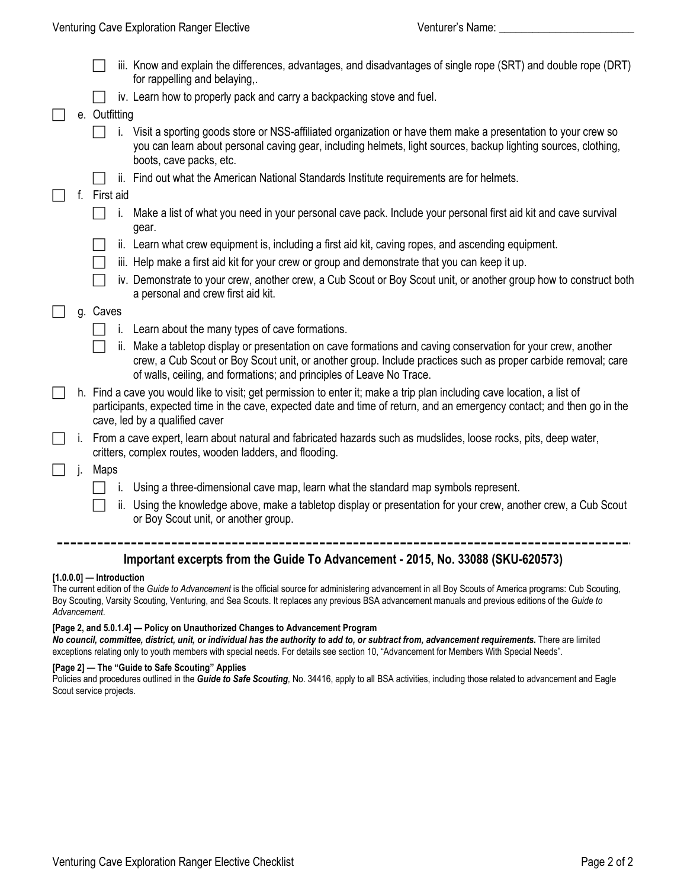- [ ] iii. Know and explain the differences, advantages, and disadvantages of single rope (SRT) and double rope (DRT) for rappelling and belaying,.
- [ ] iv. Learn how to properly pack and carry a backpacking stove and fuel.

- [ ] e. Outfitting
  - [ ] i. Visit a sporting goods store or NSS-affiliated organization or have them make a presentation to your crew so you can learn about personal caving gear, including helmets, light sources, backup lighting sources, clothing, boots, cave packs, etc.
  - [ ] ii. Find out what the American National Standards Institute requirements are for helmets.
- [ ] f. First aid
  - [ ] i. Make a list of what you need in your personal cave pack. Include your personal first aid kit and cave survival gear.
  - [ ] ii. Learn what crew equipment is, including a first aid kit, caving ropes, and ascending equipment.
  - [ ] iii. Help make a first aid kit for your crew or group and demonstrate that you can keep it up.
  - [ ] iv. Demonstrate to your crew, another crew, a Cub Scout or Boy Scout unit, or another group how to construct both a personal and crew first aid kit.
- [ ] g. Caves
  - [ ] i. Learn about the many types of cave formations.
  - [ ] ii. Make a tabletop display or presentation on cave formations and caving conservation for your crew, another crew, a Cub Scout or Boy Scout unit, or another group. Include practices such as proper carbide removal; care of walls, ceiling, and formations; and principles of Leave No Trace.
- [ ] h. Find a cave you would like to visit; get permission to enter it; make a trip plan including cave location, a list of participants, expected time in the cave, expected date and time of return, and an emergency contact; and then go in the cave, led by a qualified caver
- [ ] i. From a cave expert, learn about natural and fabricated hazards such as mudslides, loose rocks, pits, deep water, critters, complex routes, wooden ladders, and flooding.
- [ ] j. Maps
  - [ ] i. Using a three-dimensional cave map, learn what the standard map symbols represent.
  - [ ] ii. Using the knowledge above, make a tabletop display or presentation for your crew, another crew, a Cub Scout or Boy Scout unit, or another group.

---

## Important excerpts from the Guide To Advancement - 2015, No. 33088 (SKU-620573)

**[1.0.0.0] — Introduction**

The current edition of the *Guide to Advancement* is the official source for administering advancement in all Boy Scouts of America programs: Cub Scouting, Boy Scouting, Varsity Scouting, Venturing, and Sea Scouts. It replaces any previous BSA advancement manuals and previous editions of the *Guide to Advancement.*

**[Page 2, and 5.0.1.4] — Policy on Unauthorized Changes to Advancement Program**

***No council, committee, district, unit, or individual has the authority to add to, or subtract from, advancement requirements.*** There are limited exceptions relating only to youth members with special needs. For details see section 10, "Advancement for Members With Special Needs".

**[Page 2] — The "Guide to Safe Scouting" Applies**

Policies and procedures outlined in the ***Guide to Safe Scouting**,* No. 34416, apply to all BSA activities, including those related to advancement and Eagle Scout service projects.